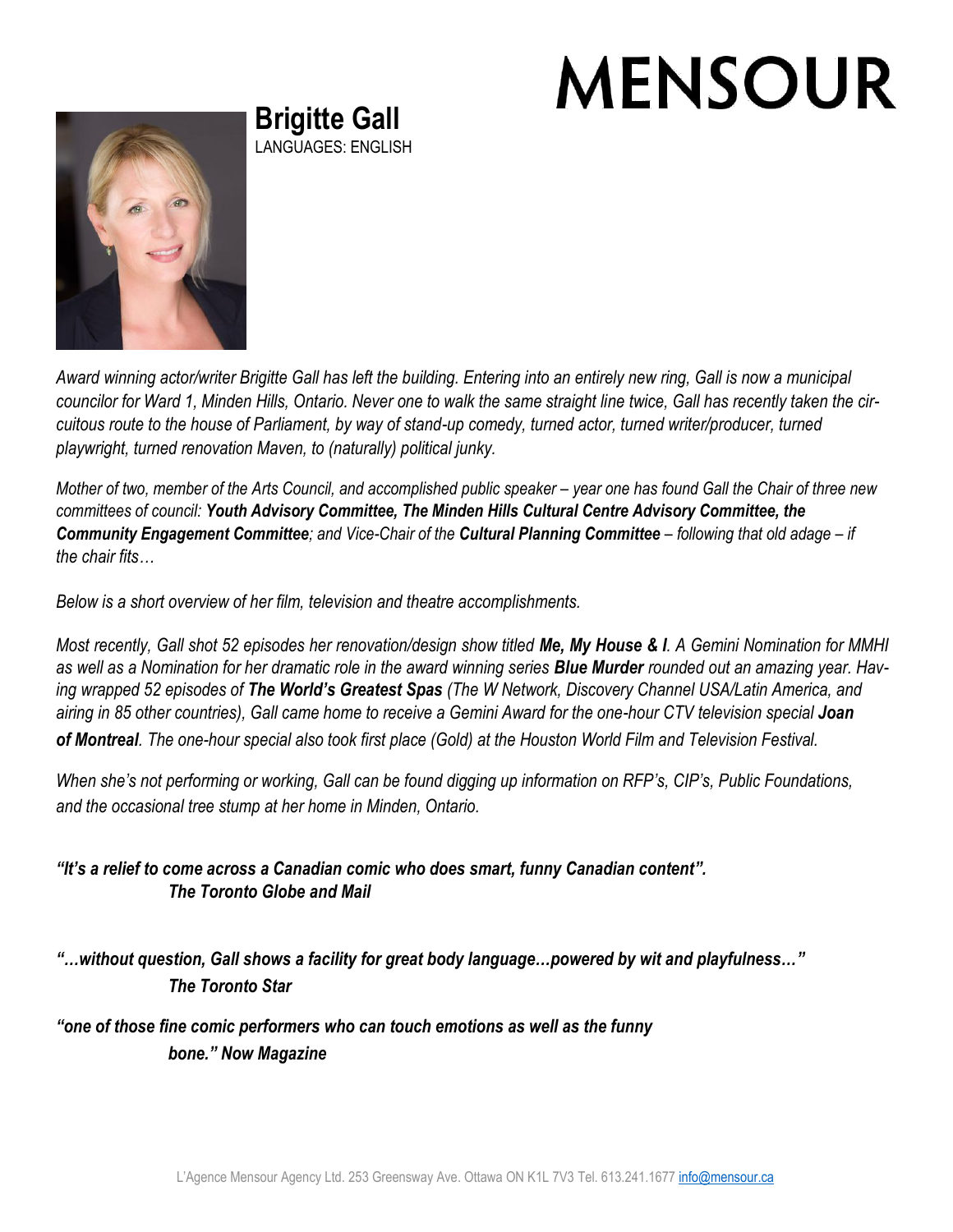# MENSOUR

## Brigitte Gall

LANGUAGES: ENGLISH

*Award winning actor/writer Brigitte Gall has left the building. Entering into an entirely new ring, Gall is now a municipal councilor for Ward 1, Minden Hills, Ontario. Never one to walk the same straight line twice, Gall has recently taken the circuitous route to the house of Parliament, by way of stand-up comedy, turned actor, turned writer/producer, turned playwright, turned renovation Maven, to (naturally) political junky.*

*Mother of two, member of the Arts Council, and accomplished public speaker – year one has found Gall the Chair of three new committees of council:* ***Youth Advisory Committee, The Minden Hills Cultural Centre Advisory Committee, the Community Engagement Committee****; and Vice-Chair of the* ***Cultural Planning Committee*** *– following that old adage – if the chair fits…*

*Below is a short overview of her film, television and theatre accomplishments.*

*Most recently, Gall shot 52 episodes her renovation/design show titled* ***Me, My House & I****. A Gemini Nomination for MMHI as well as a Nomination for her dramatic role in the award winning series* ***Blue Murder*** *rounded out an amazing year. Having wrapped 52 episodes of* ***The World's Greatest Spas*** *(The W Network, Discovery Channel USA/Latin America, and airing in 85 other countries), Gall came home to receive a Gemini Award for the one-hour CTV television special* ***Joan of Montreal****. The one-hour special also took first place (Gold) at the Houston World Film and Television Festival.*

*When she's not performing or working, Gall can be found digging up information on RFP's, CIP's, Public Foundations, and the occasional tree stump at her home in Minden, Ontario.*

***"It's a relief to come across a Canadian comic who does smart, funny Canadian content".***
***The Toronto Globe and Mail***

***"…without question, Gall shows a facility for great body language…powered by wit and playfulness…"***
***The Toronto Star***

***"one of those fine comic performers who can touch emotions as well as the funny bone." Now Magazine***

L'Agence Mensour Agency Ltd. 253 Greensway Ave. Ottawa ON K1L 7V3 Tel. 613.241.1677 info@mensour.ca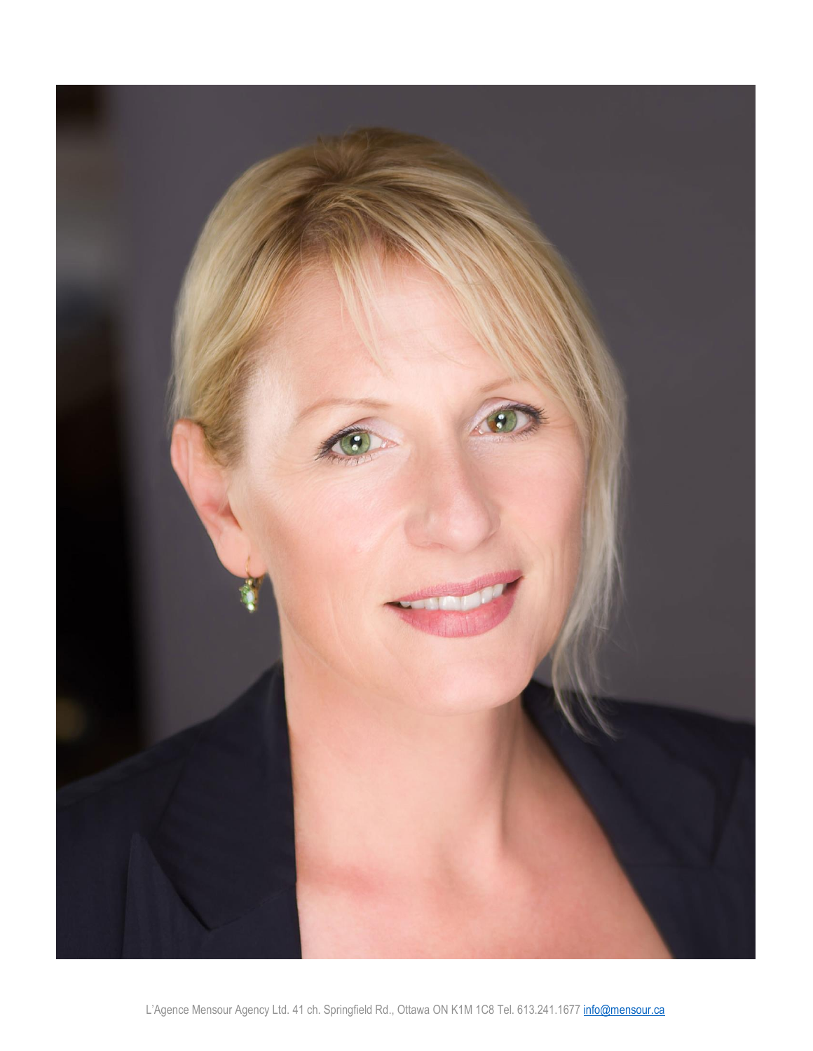L'Agence Mensour Agency Ltd. 41 ch. Springfield Rd., Ottawa ON K1M 1C8 Tel. 613.241.1677 [info@mensour.ca](mailto:info@mensour.ca)